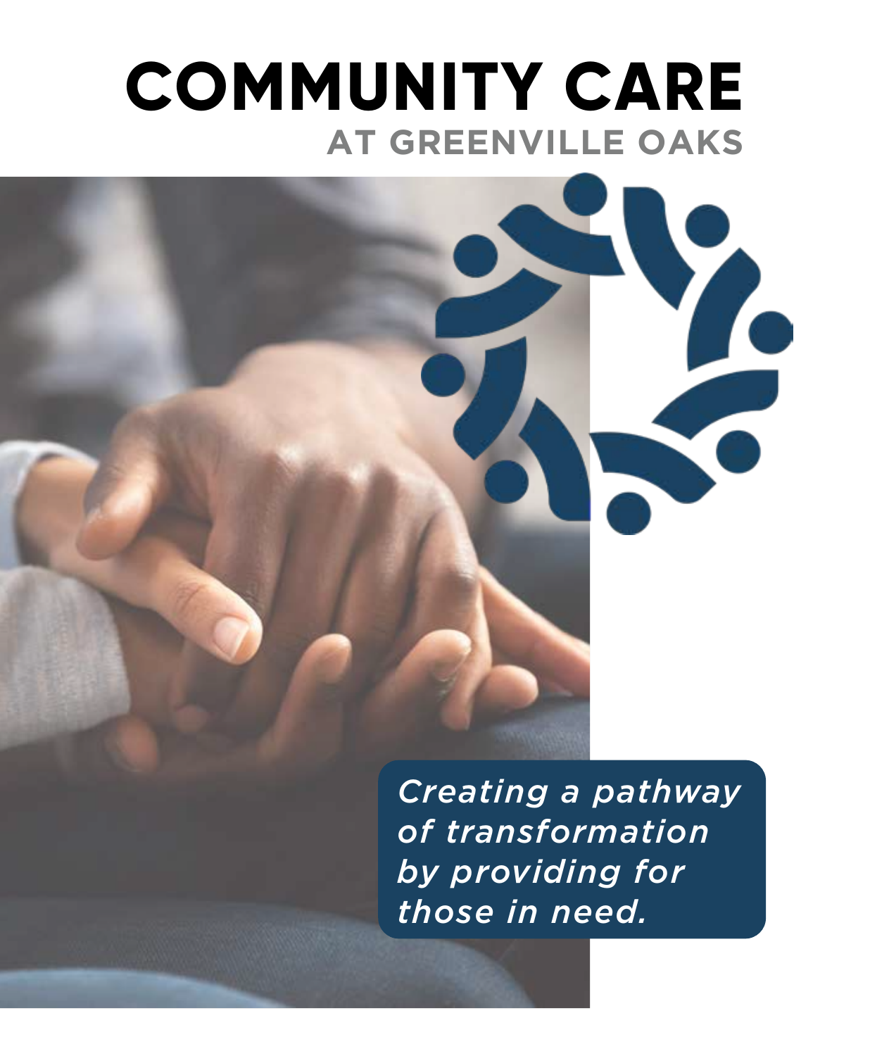# COMMUNITY CARE

## AT GREENVILLE OAKS

*Creating a pathway of transformation by providing for those in need.*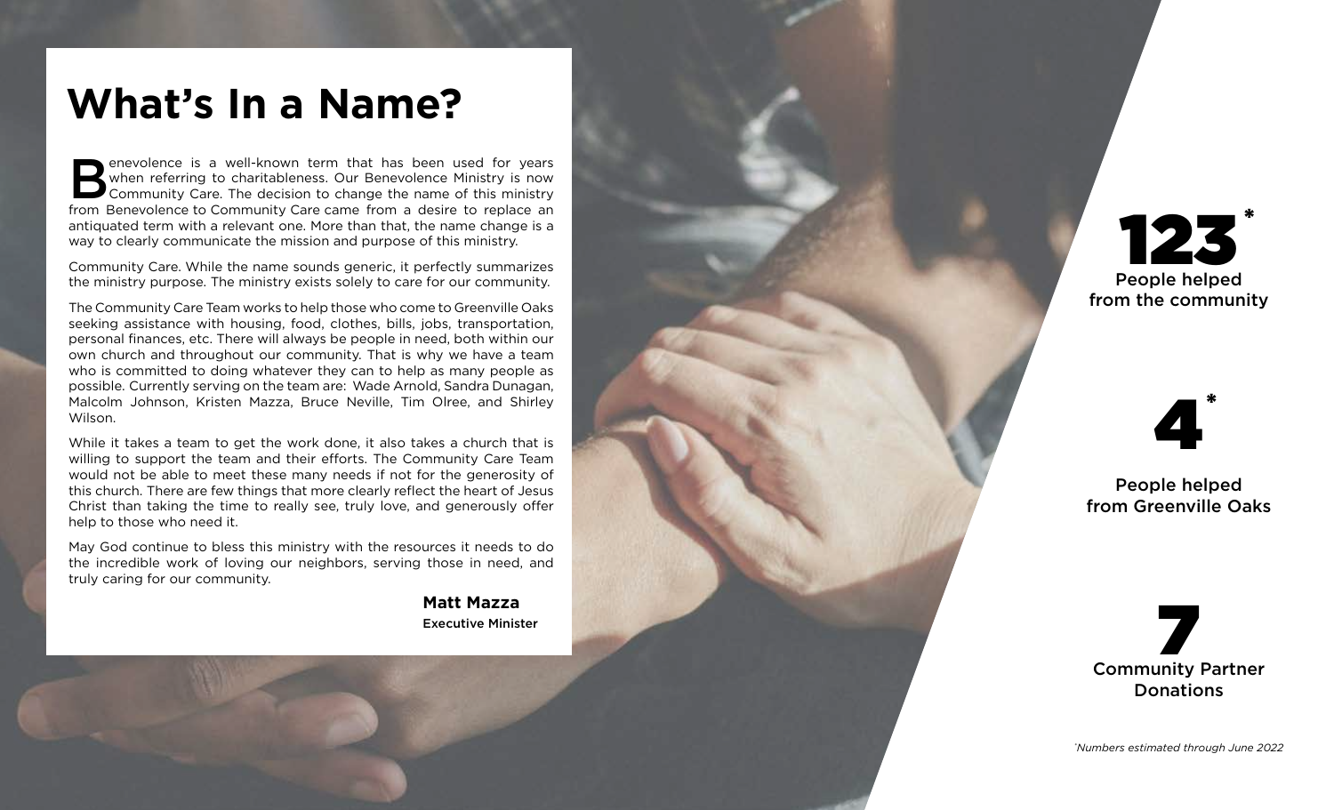# What's In a Name?

Benevolence is a well-known term that has been used for years when referring to charitableness. Our Benevolence Ministry is now Community Care. The decision to change the name of this ministry from Benevolence to Community Care came from a desire to replace an antiquated term with a relevant one. More than that, the name change is a way to clearly communicate the mission and purpose of this ministry.

Community Care. While the name sounds generic, it perfectly summarizes the ministry purpose. The ministry exists solely to care for our community.

The Community Care Team works to help those who come to Greenville Oaks seeking assistance with housing, food, clothes, bills, jobs, transportation, personal finances, etc. There will always be people in need, both within our own church and throughout our community. That is why we have a team who is committed to doing whatever they can to help as many people as possible. Currently serving on the team are: Wade Arnold, Sandra Dunagan, Malcolm Johnson, Kristen Mazza, Bruce Neville, Tim Olree, and Shirley Wilson.

While it takes a team to get the work done, it also takes a church that is willing to support the team and their efforts. The Community Care Team would not be able to meet these many needs if not for the generosity of this church. There are few things that more clearly reflect the heart of Jesus Christ than taking the time to really see, truly love, and generously offer help to those who need it.

May God continue to bless this ministry with the resources it needs to do the incredible work of loving our neighbors, serving those in need, and truly caring for our community.

**Matt Mazza**
Executive Minister

**123***
People helped from the community

**4***
People helped from Greenville Oaks

**7**
Community Partner Donations

*Numbers estimated through June 2022*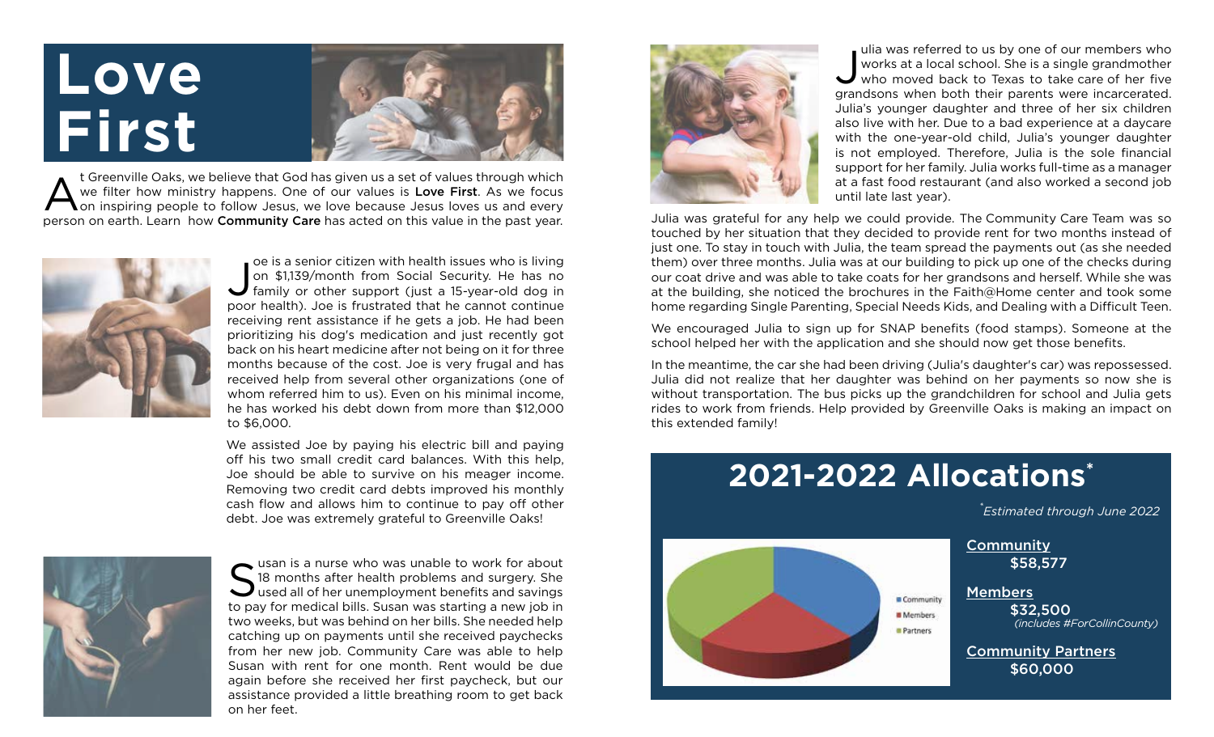# Love First

At Greenville Oaks, we believe that God has given us a set of values through which we filter how ministry happens. One of our values is **Love First**. As we focus on inspiring people to follow Jesus, we love because Jesus loves us and every person on earth. Learn how **Community Care** has acted on this value in the past year.

Joe is a senior citizen with health issues who is living on $1,139/month from Social Security. He has no family or other support (just a 15-year-old dog in poor health). Joe is frustrated that he cannot continue receiving rent assistance if he gets a job. He had been prioritizing his dog's medication and just recently got back on his heart medicine after not being on it for three months because of the cost. Joe is very frugal and has received help from several other organizations (one of whom referred him to us). Even on his minimal income, he has worked his debt down from more than $12,000 to $6,000.

We assisted Joe by paying his electric bill and paying off his two small credit card balances. With this help, Joe should be able to survive on his meager income. Removing two credit card debts improved his monthly cash flow and allows him to continue to pay off other debt. Joe was extremely grateful to Greenville Oaks!

Susan is a nurse who was unable to work for about 18 months after health problems and surgery. She used all of her unemployment benefits and savings to pay for medical bills. Susan was starting a new job in two weeks, but was behind on her bills. She needed help catching up on payments until she received paychecks from her new job. Community Care was able to help Susan with rent for one month. Rent would be due again before she received her first paycheck, but our assistance provided a little breathing room to get back on her feet.

Julia was referred to us by one of our members who works at a local school. She is a single grandmother who moved back to Texas to take care of her five grandsons when both their parents were incarcerated. Julia's younger daughter and three of her six children also live with her. Due to a bad experience at a daycare with the one-year-old child, Julia's younger daughter is not employed. Therefore, Julia is the sole financial support for her family. Julia works full-time as a manager at a fast food restaurant (and also worked a second job until late last year).

Julia was grateful for any help we could provide. The Community Care Team was so touched by her situation that they decided to provide rent for two months instead of just one. To stay in touch with Julia, the team spread the payments out (as she needed them) over three months. Julia was at our building to pick up one of the checks during our coat drive and was able to take coats for her grandsons and herself. While she was at the building, she noticed the brochures in the Faith@Home center and took some home regarding Single Parenting, Special Needs Kids, and Dealing with a Difficult Teen.

We encouraged Julia to sign up for SNAP benefits (food stamps). Someone at the school helped her with the application and she should now get those benefits.

In the meantime, the car she had been driving (Julia's daughter's car) was repossessed. Julia did not realize that her daughter was behind on her payments so now she is without transportation. The bus picks up the grandchildren for school and Julia gets rides to work from friends. Help provided by Greenville Oaks is making an impact on this extended family!

## 2021-2022 Allocations*

*Estimated through June 2022*

Community
$58,577

Members
$32,500
*(includes #ForCollinCounty)*

Community Partners
$60,000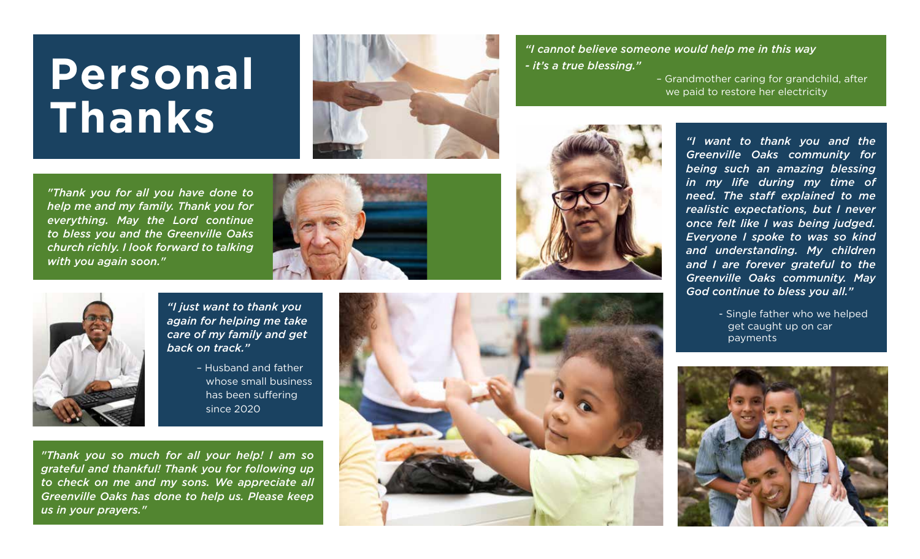# Personal Thanks

*"I cannot believe someone would help me in this way - it's a true blessing."*

– Grandmother caring for grandchild, after we paid to restore her electricity

*"Thank you for all you have done to help me and my family. Thank you for everything. May the Lord continue to bless you and the Greenville Oaks church richly. I look forward to talking with you again soon."*

*"I want to thank you and the Greenville Oaks community for being such an amazing blessing in my life during my time of need. The staff explained to me realistic expectations, but I never once felt like I was being judged. Everyone I spoke to was so kind and understanding. My children and I are forever grateful to the Greenville Oaks community. May God continue to bless you all."*

- Single father who we helped get caught up on car payments

*"I just want to thank you again for helping me take care of my family and get back on track."*

– Husband and father whose small business has been suffering since 2020

*"Thank you so much for all your help! I am so grateful and thankful! Thank you for following up to check on me and my sons. We appreciate all Greenville Oaks has done to help us. Please keep us in your prayers."*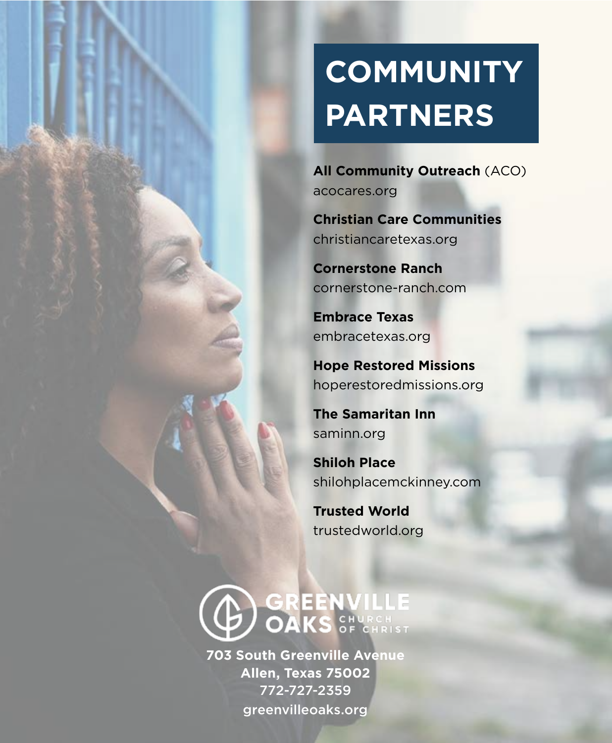# COMMUNITY PARTNERS

**All Community Outreach** (ACO)
acocares.org

**Christian Care Communities**
christiancaretexas.org

**Cornerstone Ranch**
cornerstone-ranch.com

**Embrace Texas**
embracetexas.org

**Hope Restored Missions**
hoperestoredmissions.org

**The Samaritan Inn**
saminn.org

**Shiloh Place**
shilohplacemckinney.com

**Trusted World**
trustedworld.org

GREENVILLE OAKS CHURCH OF CHRIST

**703 South Greenville Avenue**
**Allen, Texas 75002**
772-727-2359
greenvilleoaks.org